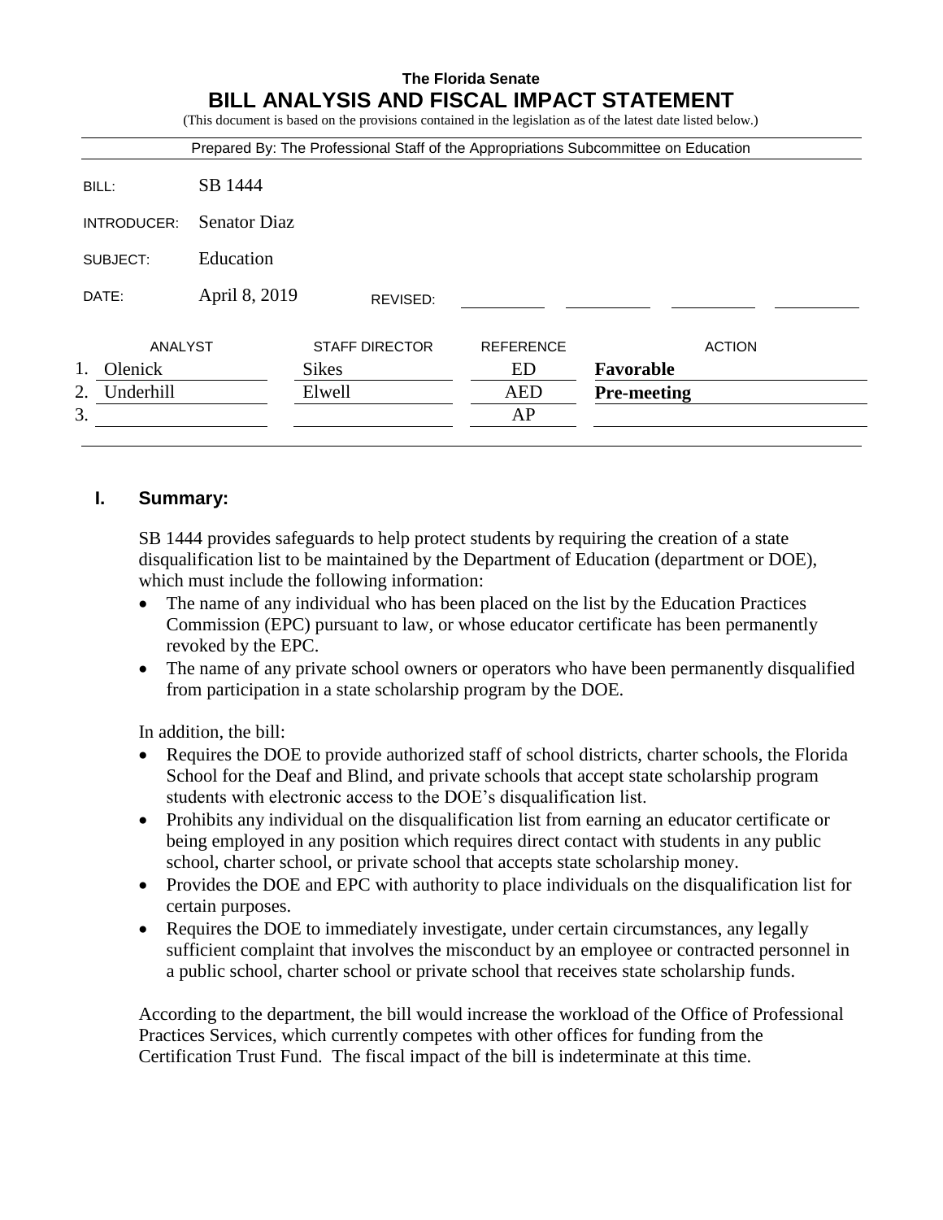**The Florida Senate**

# BILL ANALYSIS AND FISCAL IMPACT STATEMENT

(This document is based on the provisions contained in the legislation as of the latest date listed below.)

Prepared By: The Professional Staff of the Appropriations Subcommittee on Education

| | |
|---|---|
| BILL: | SB 1444 |
| INTRODUCER: | Senator Diaz |
| SUBJECT: | Education |
| DATE: | April 8, 2019 REVISED: |

| | ANALYST | STAFF DIRECTOR | REFERENCE | ACTION |
|---|---|---|---|---|
| 1. | Olenick | Sikes | ED | **Favorable** |
| 2. | Underhill | Elwell | AED | **Pre-meeting** |
| 3. | | | AP | |

## I. Summary:

SB 1444 provides safeguards to help protect students by requiring the creation of a state disqualification list to be maintained by the Department of Education (department or DOE), which must include the following information:

- The name of any individual who has been placed on the list by the Education Practices Commission (EPC) pursuant to law, or whose educator certificate has been permanently revoked by the EPC.
- The name of any private school owners or operators who have been permanently disqualified from participation in a state scholarship program by the DOE.

In addition, the bill:

- Requires the DOE to provide authorized staff of school districts, charter schools, the Florida School for the Deaf and Blind, and private schools that accept state scholarship program students with electronic access to the DOE's disqualification list.
- Prohibits any individual on the disqualification list from earning an educator certificate or being employed in any position which requires direct contact with students in any public school, charter school, or private school that accepts state scholarship money.
- Provides the DOE and EPC with authority to place individuals on the disqualification list for certain purposes.
- Requires the DOE to immediately investigate, under certain circumstances, any legally sufficient complaint that involves the misconduct by an employee or contracted personnel in a public school, charter school or private school that receives state scholarship funds.

According to the department, the bill would increase the workload of the Office of Professional Practices Services, which currently competes with other offices for funding from the Certification Trust Fund. The fiscal impact of the bill is indeterminate at this time.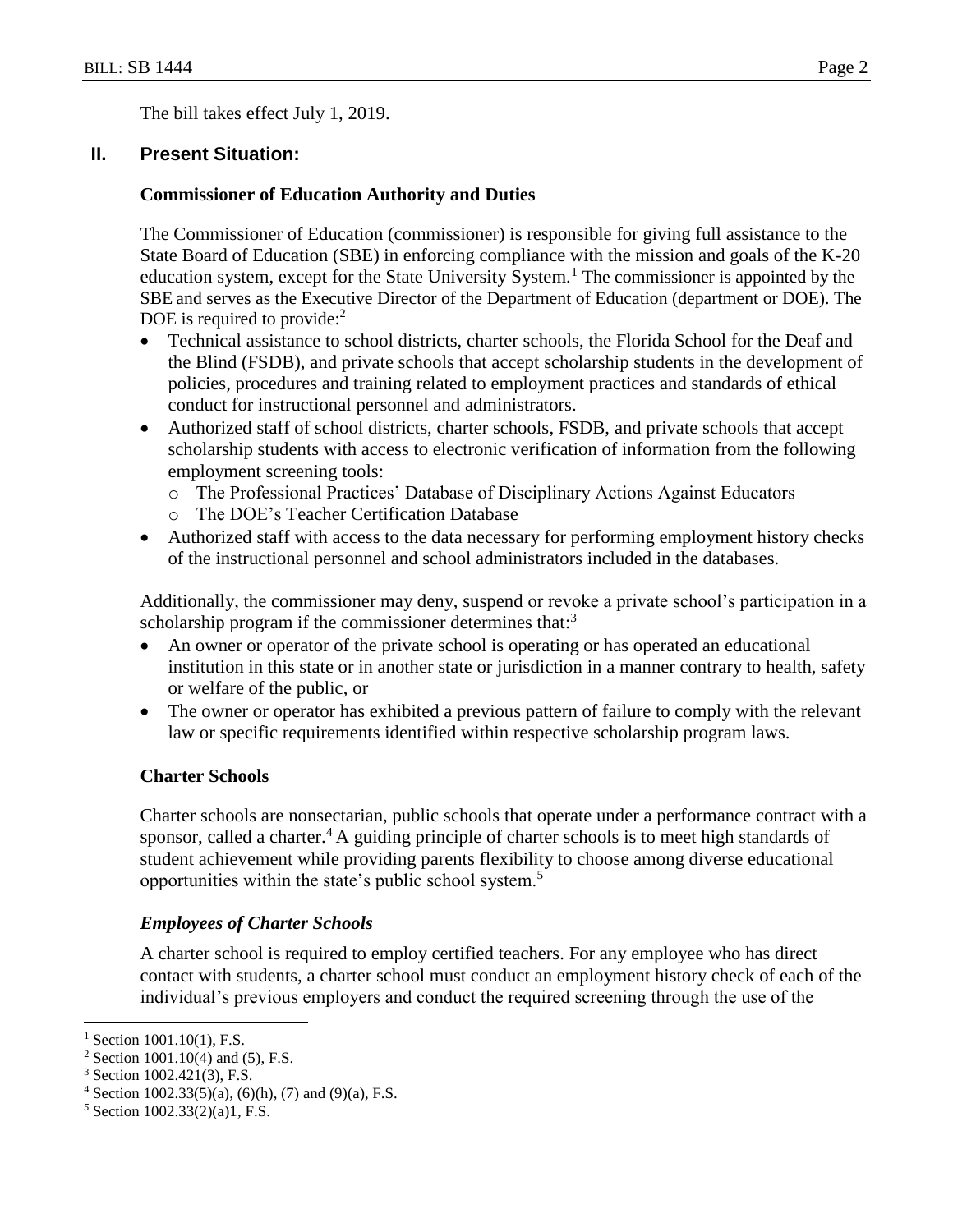The bill takes effect July 1, 2019.

## II. Present Situation:

### Commissioner of Education Authority and Duties

The Commissioner of Education (commissioner) is responsible for giving full assistance to the State Board of Education (SBE) in enforcing compliance with the mission and goals of the K-20 education system, except for the State University System.[1] The commissioner is appointed by the SBE and serves as the Executive Director of the Department of Education (department or DOE). The DOE is required to provide:[2]

- Technical assistance to school districts, charter schools, the Florida School for the Deaf and the Blind (FSDB), and private schools that accept scholarship students in the development of policies, procedures and training related to employment practices and standards of ethical conduct for instructional personnel and administrators.
- Authorized staff of school districts, charter schools, FSDB, and private schools that accept scholarship students with access to electronic verification of information from the following employment screening tools:
  - The Professional Practices' Database of Disciplinary Actions Against Educators
  - The DOE's Teacher Certification Database
- Authorized staff with access to the data necessary for performing employment history checks of the instructional personnel and school administrators included in the databases.

Additionally, the commissioner may deny, suspend or revoke a private school's participation in a scholarship program if the commissioner determines that:[3]

- An owner or operator of the private school is operating or has operated an educational institution in this state or in another state or jurisdiction in a manner contrary to health, safety or welfare of the public, or
- The owner or operator has exhibited a previous pattern of failure to comply with the relevant law or specific requirements identified within respective scholarship program laws.

### Charter Schools

Charter schools are nonsectarian, public schools that operate under a performance contract with a sponsor, called a charter.[4] A guiding principle of charter schools is to meet high standards of student achievement while providing parents flexibility to choose among diverse educational opportunities within the state's public school system.[5]

#### *Employees of Charter Schools*

A charter school is required to employ certified teachers. For any employee who has direct contact with students, a charter school must conduct an employment history check of each of the individual's previous employers and conduct the required screening through the use of the

---

[1] Section 1001.10(1), F.S.

[2] Section 1001.10(4) and (5), F.S.

[3] Section 1002.421(3), F.S.

[4] Section 1002.33(5)(a), (6)(h), (7) and (9)(a), F.S.

[5] Section 1002.33(2)(a)1, F.S.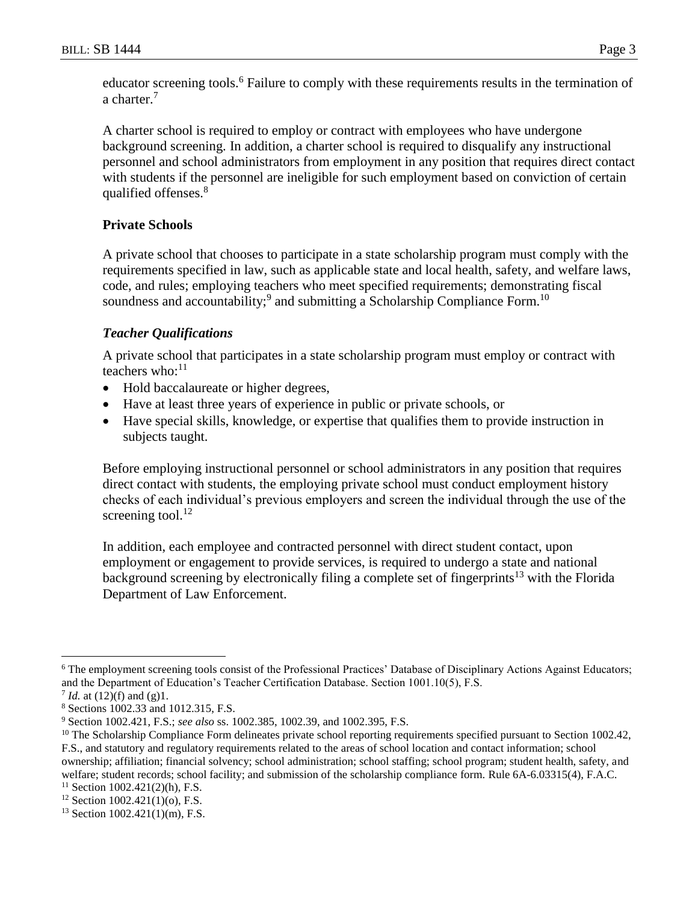educator screening tools.[6] Failure to comply with these requirements results in the termination of a charter.[7]

A charter school is required to employ or contract with employees who have undergone background screening. In addition, a charter school is required to disqualify any instructional personnel and school administrators from employment in any position that requires direct contact with students if the personnel are ineligible for such employment based on conviction of certain qualified offenses.[8]

**Private Schools**

A private school that chooses to participate in a state scholarship program must comply with the requirements specified in law, such as applicable state and local health, safety, and welfare laws, code, and rules; employing teachers who meet specified requirements; demonstrating fiscal soundness and accountability;[9] and submitting a Scholarship Compliance Form.[10]

***Teacher Qualifications***

A private school that participates in a state scholarship program must employ or contract with teachers who:[11]

- Hold baccalaureate or higher degrees,
- Have at least three years of experience in public or private schools, or
- Have special skills, knowledge, or expertise that qualifies them to provide instruction in subjects taught.

Before employing instructional personnel or school administrators in any position that requires direct contact with students, the employing private school must conduct employment history checks of each individual's previous employers and screen the individual through the use of the screening tool.[12]

In addition, each employee and contracted personnel with direct student contact, upon employment or engagement to provide services, is required to undergo a state and national background screening by electronically filing a complete set of fingerprints[13] with the Florida Department of Law Enforcement.

---

[6] The employment screening tools consist of the Professional Practices' Database of Disciplinary Actions Against Educators; and the Department of Education's Teacher Certification Database. Section 1001.10(5), F.S.

[7] *Id.* at (12)(f) and (g)1.

[8] Sections 1002.33 and 1012.315, F.S.

[9] Section 1002.421, F.S.; *see also* ss. 1002.385, 1002.39, and 1002.395, F.S.

[10] The Scholarship Compliance Form delineates private school reporting requirements specified pursuant to Section 1002.42, F.S., and statutory and regulatory requirements related to the areas of school location and contact information; school ownership; affiliation; financial solvency; school administration; school staffing; school program; student health, safety, and welfare; student records; school facility; and submission of the scholarship compliance form. Rule 6A-6.03315(4), F.A.C.

[11] Section 1002.421(2)(h), F.S.

[12] Section 1002.421(1)(o), F.S.

[13] Section 1002.421(1)(m), F.S.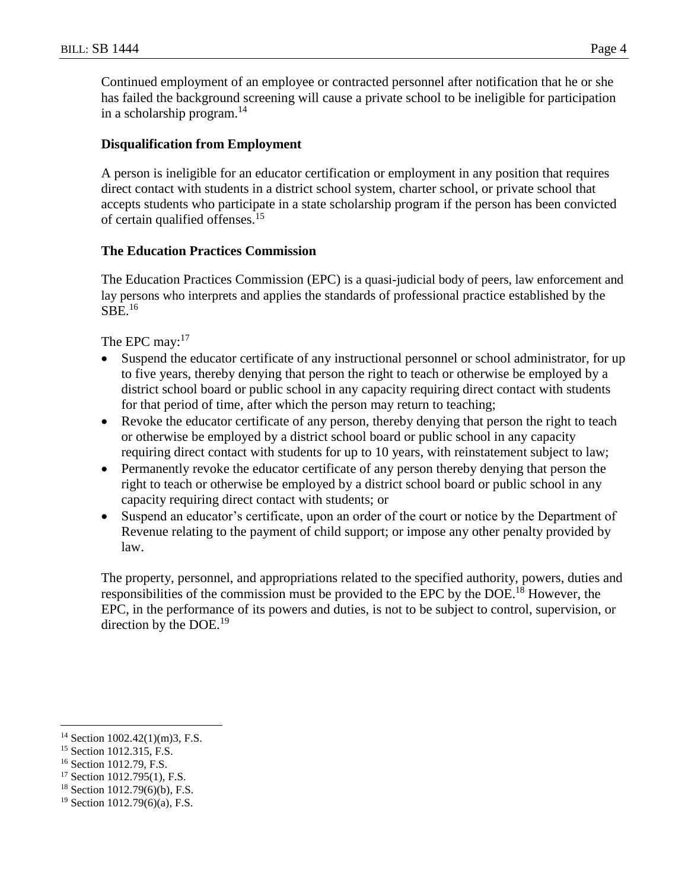Continued employment of an employee or contracted personnel after notification that he or she has failed the background screening will cause a private school to be ineligible for participation in a scholarship program.[14]

**Disqualification from Employment**

A person is ineligible for an educator certification or employment in any position that requires direct contact with students in a district school system, charter school, or private school that accepts students who participate in a state scholarship program if the person has been convicted of certain qualified offenses.[15]

**The Education Practices Commission**

The Education Practices Commission (EPC) is a quasi-judicial body of peers, law enforcement and lay persons who interprets and applies the standards of professional practice established by the SBE.[16]

The EPC may:[17]

- Suspend the educator certificate of any instructional personnel or school administrator, for up to five years, thereby denying that person the right to teach or otherwise be employed by a district school board or public school in any capacity requiring direct contact with students for that period of time, after which the person may return to teaching;
- Revoke the educator certificate of any person, thereby denying that person the right to teach or otherwise be employed by a district school board or public school in any capacity requiring direct contact with students for up to 10 years, with reinstatement subject to law;
- Permanently revoke the educator certificate of any person thereby denying that person the right to teach or otherwise be employed by a district school board or public school in any capacity requiring direct contact with students; or
- Suspend an educator's certificate, upon an order of the court or notice by the Department of Revenue relating to the payment of child support; or impose any other penalty provided by law.

The property, personnel, and appropriations related to the specified authority, powers, duties and responsibilities of the commission must be provided to the EPC by the DOE.[18] However, the EPC, in the performance of its powers and duties, is not to be subject to control, supervision, or direction by the DOE.[19]

---

[14] Section 1002.42(1)(m)3, F.S.
[15] Section 1012.315, F.S.
[16] Section 1012.79, F.S.
[17] Section 1012.795(1), F.S.
[18] Section 1012.79(6)(b), F.S.
[19] Section 1012.79(6)(a), F.S.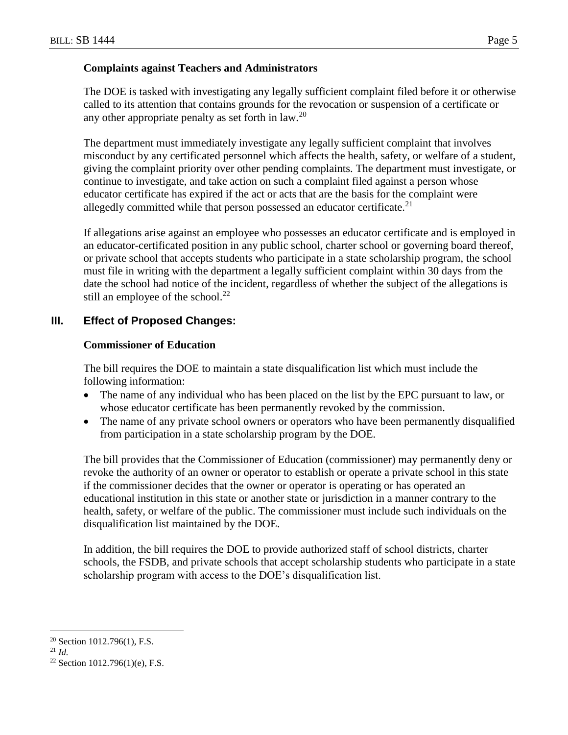**Complaints against Teachers and Administrators**

The DOE is tasked with investigating any legally sufficient complaint filed before it or otherwise called to its attention that contains grounds for the revocation or suspension of a certificate or any other appropriate penalty as set forth in law.[20]

The department must immediately investigate any legally sufficient complaint that involves misconduct by any certificated personnel which affects the health, safety, or welfare of a student, giving the complaint priority over other pending complaints. The department must investigate, or continue to investigate, and take action on such a complaint filed against a person whose educator certificate has expired if the act or acts that are the basis for the complaint were allegedly committed while that person possessed an educator certificate.[21]

If allegations arise against an employee who possesses an educator certificate and is employed in an educator-certificated position in any public school, charter school or governing board thereof, or private school that accepts students who participate in a state scholarship program, the school must file in writing with the department a legally sufficient complaint within 30 days from the date the school had notice of the incident, regardless of whether the subject of the allegations is still an employee of the school.[22]

## III. Effect of Proposed Changes:

**Commissioner of Education**

The bill requires the DOE to maintain a state disqualification list which must include the following information:

- The name of any individual who has been placed on the list by the EPC pursuant to law, or whose educator certificate has been permanently revoked by the commission.
- The name of any private school owners or operators who have been permanently disqualified from participation in a state scholarship program by the DOE.

The bill provides that the Commissioner of Education (commissioner) may permanently deny or revoke the authority of an owner or operator to establish or operate a private school in this state if the commissioner decides that the owner or operator is operating or has operated an educational institution in this state or another state or jurisdiction in a manner contrary to the health, safety, or welfare of the public. The commissioner must include such individuals on the disqualification list maintained by the DOE.

In addition, the bill requires the DOE to provide authorized staff of school districts, charter schools, the FSDB, and private schools that accept scholarship students who participate in a state scholarship program with access to the DOE's disqualification list.

---

[20] Section 1012.796(1), F.S.

[21] *Id.*

[22] Section 1012.796(1)(e), F.S.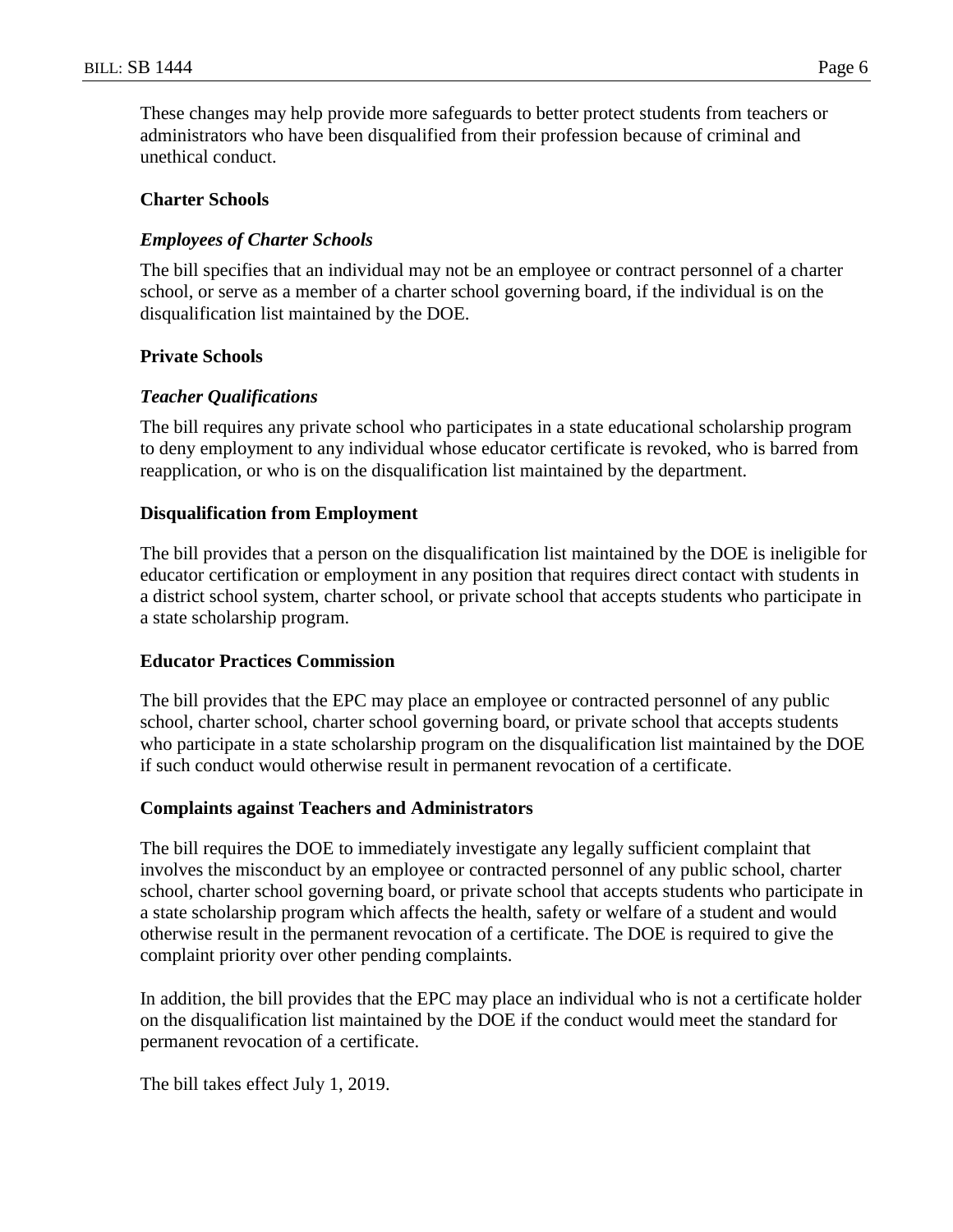These changes may help provide more safeguards to better protect students from teachers or administrators who have been disqualified from their profession because of criminal and unethical conduct.

**Charter Schools**

***Employees of Charter Schools***

The bill specifies that an individual may not be an employee or contract personnel of a charter school, or serve as a member of a charter school governing board, if the individual is on the disqualification list maintained by the DOE.

**Private Schools**

***Teacher Qualifications***

The bill requires any private school who participates in a state educational scholarship program to deny employment to any individual whose educator certificate is revoked, who is barred from reapplication, or who is on the disqualification list maintained by the department.

**Disqualification from Employment**

The bill provides that a person on the disqualification list maintained by the DOE is ineligible for educator certification or employment in any position that requires direct contact with students in a district school system, charter school, or private school that accepts students who participate in a state scholarship program.

**Educator Practices Commission**

The bill provides that the EPC may place an employee or contracted personnel of any public school, charter school, charter school governing board, or private school that accepts students who participate in a state scholarship program on the disqualification list maintained by the DOE if such conduct would otherwise result in permanent revocation of a certificate.

**Complaints against Teachers and Administrators**

The bill requires the DOE to immediately investigate any legally sufficient complaint that involves the misconduct by an employee or contracted personnel of any public school, charter school, charter school governing board, or private school that accepts students who participate in a state scholarship program which affects the health, safety or welfare of a student and would otherwise result in the permanent revocation of a certificate. The DOE is required to give the complaint priority over other pending complaints.

In addition, the bill provides that the EPC may place an individual who is not a certificate holder on the disqualification list maintained by the DOE if the conduct would meet the standard for permanent revocation of a certificate.

The bill takes effect July 1, 2019.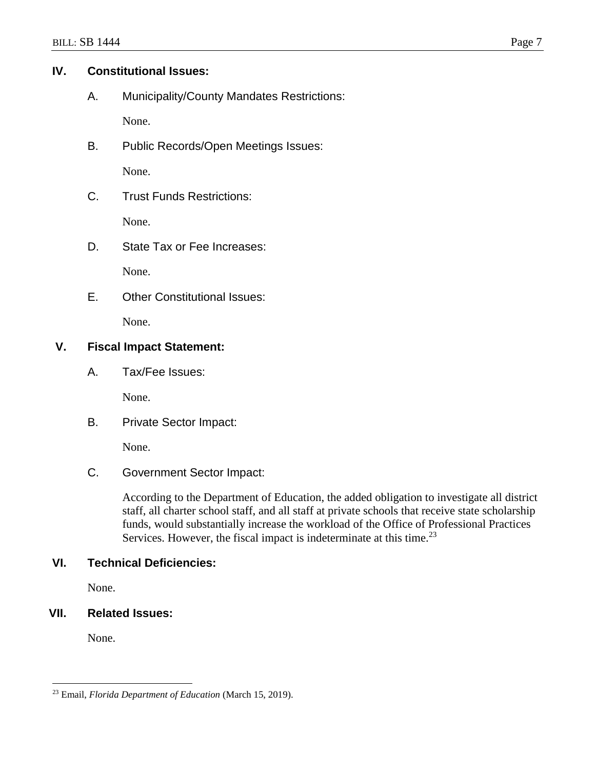## IV. Constitutional Issues:

### A. Municipality/County Mandates Restrictions:

None.

### B. Public Records/Open Meetings Issues:

None.

### C. Trust Funds Restrictions:

None.

### D. State Tax or Fee Increases:

None.

### E. Other Constitutional Issues:

None.

## V. Fiscal Impact Statement:

### A. Tax/Fee Issues:

None.

### B. Private Sector Impact:

None.

### C. Government Sector Impact:

According to the Department of Education, the added obligation to investigate all district staff, all charter school staff, and all staff at private schools that receive state scholarship funds, would substantially increase the workload of the Office of Professional Practices Services. However, the fiscal impact is indeterminate at this time.[23]

## VI. Technical Deficiencies:

None.

## VII. Related Issues:

None.

---

[23] Email, *Florida Department of Education* (March 15, 2019).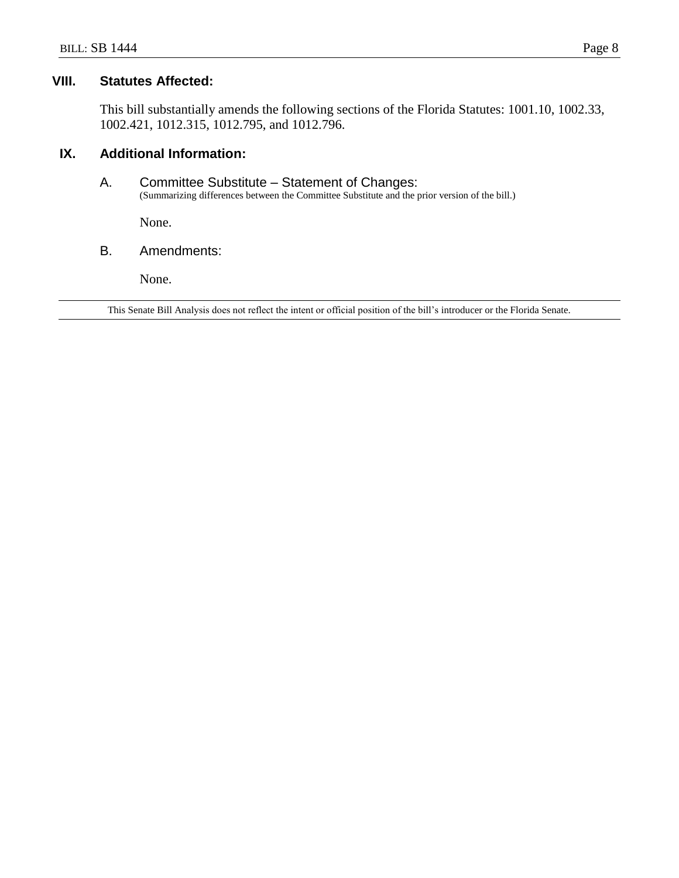## VIII. Statutes Affected:

This bill substantially amends the following sections of the Florida Statutes: 1001.10, 1002.33, 1002.421, 1012.315, 1012.795, and 1012.796.

## IX. Additional Information:

### A. Committee Substitute – Statement of Changes:
(Summarizing differences between the Committee Substitute and the prior version of the bill.)

None.

### B. Amendments:

None.

---

This Senate Bill Analysis does not reflect the intent or official position of the bill's introducer or the Florida Senate.

---